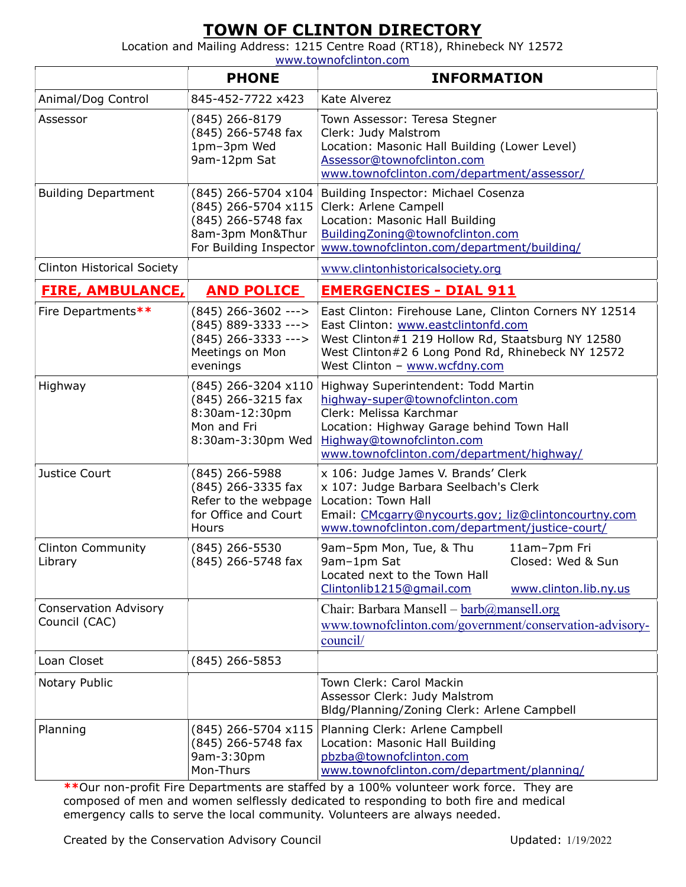# TOWN OF CLINTON DIRECTORY

Location and Mailing Address: 1215 Centre Road (RT18), Rhinebeck NY 12572

www.townofclinton.com

| | PHONE | INFORMATION |
|---|---|---|
| Animal/Dog Control | 845-452-7722 x423 | Kate Alverez |
| Assessor | (845) 266-8179<br>(845) 266-5748 fax<br>1pm–3pm Wed<br>9am-12pm Sat | Town Assessor: Teresa Stegner<br>Clerk: Judy Malstrom<br>Location: Masonic Hall Building (Lower Level)<br>Assessor@townofclinton.com<br>www.townofclinton.com/department/assessor/ |
| Building Department | (845) 266-5704 x104<br>(845) 266-5704 x115<br>(845) 266-5748 fax<br>8am-3pm Mon&Thur<br>For Building Inspector | Building Inspector: Michael Cosenza<br>Clerk: Arlene Campell<br>Location: Masonic Hall Building<br>BuildingZoning@townofclinton.com<br>www.townofclinton.com/department/building/ |
| Clinton Historical Society | | www.clintonhistoricalsociety.org |
| **FIRE, AMBULANCE,** | **AND POLICE** | **EMERGENCIES - DIAL 911** |
| Fire Departments** | (845) 266-3602 ---><br>(845) 889-3333 ---><br>(845) 266-3333 ---><br>Meetings on Mon evenings | East Clinton: Firehouse Lane, Clinton Corners NY 12514<br>East Clinton: www.eastclintonfd.com<br>West Clinton#1 219 Hollow Rd, Staatsburg NY 12580<br>West Clinton#2 6 Long Pond Rd, Rhinebeck NY 12572<br>West Clinton – www.wcfdny.com |
| Highway | (845) 266-3204 x110<br>(845) 266-3215 fax<br>8:30am-12:30pm<br>Mon and Fri<br>8:30am-3:30pm Wed | Highway Superintendent: Todd Martin<br>highway-super@townofclinton.com<br>Clerk: Melissa Karchmar<br>Location: Highway Garage behind Town Hall<br>Highway@townofclinton.com<br>www.townofclinton.com/department/highway/ |
| Justice Court | (845) 266-5988<br>(845) 266-3335 fax<br>Refer to the webpage for Office and Court Hours | x 106: Judge James V. Brands' Clerk<br>x 107: Judge Barbara Seelbach's Clerk<br>Location: Town Hall<br>Email: CMcgarry@nycourts.gov; liz@clintoncourtny.com<br>www.townofclinton.com/department/justice-court/ |
| Clinton Community Library | (845) 266-5530<br>(845) 266-5748 fax | 9am–5pm Mon, Tue, & Thu 11am–7pm Fri<br>9am–1pm Sat Closed: Wed & Sun<br>Located next to the Town Hall<br>Clintonlib1215@gmail.com www.clinton.lib.ny.us |
| Conservation Advisory Council (CAC) | | Chair: Barbara Mansell – barb@mansell.org<br>www.townofclinton.com/government/conservation-advisory-council/ |
| Loan Closet | (845) 266-5853 | |
| Notary Public | | Town Clerk: Carol Mackin<br>Assessor Clerk: Judy Malstrom<br>Bldg/Planning/Zoning Clerk: Arlene Campbell |
| Planning | (845) 266-5704 x115<br>(845) 266-5748 fax<br>9am-3:30pm<br>Mon-Thurs | Planning Clerk: Arlene Campbell<br>Location: Masonic Hall Building<br>pbzba@townofclinton.com<br>www.townofclinton.com/department/planning/ |

**Our non-profit Fire Departments are staffed by a 100% volunteer work force. They are composed of men and women selflessly dedicated to responding to both fire and medical emergency calls to serve the local community. Volunteers are always needed.

Created by the Conservation Advisory Council Updated: 1/19/2022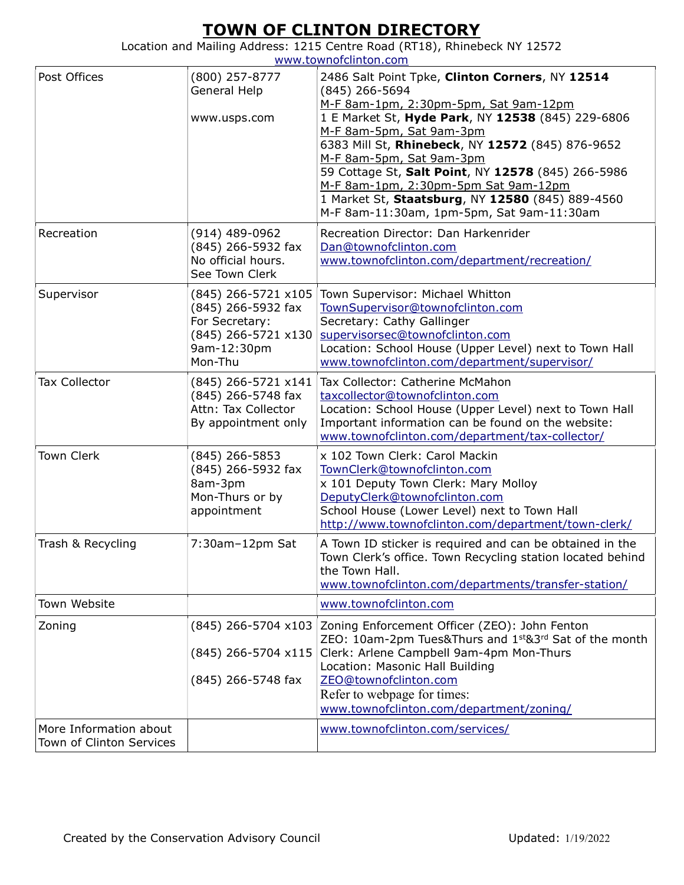# TOWN OF CLINTON DIRECTORY

Location and Mailing Address: 1215 Centre Road (RT18), Rhinebeck NY 12572

www.townofclinton.com

| | | |
|---|---|---|
| Post Offices | (800) 257-8777<br>General Help<br><br>www.usps.com | 2486 Salt Point Tpke, **Clinton Corners**, NY **12514** (845) 266-5694<br>M-F 8am-1pm, 2:30pm-5pm, Sat 9am-12pm<br>1 E Market St, **Hyde Park**, NY **12538** (845) 229-6806<br>M-F 8am-5pm, Sat 9am-3pm<br>6383 Mill St, **Rhinebeck**, NY **12572** (845) 876-9652<br>M-F 8am-5pm, Sat 9am-3pm<br>59 Cottage St, **Salt Point**, NY **12578** (845) 266-5986<br>M-F 8am-1pm, 2:30pm-5pm Sat 9am-12pm<br>1 Market St, **Staatsburg**, NY **12580** (845) 889-4560<br>M-F 8am-11:30am, 1pm-5pm, Sat 9am-11:30am |
| Recreation | (914) 489-0962<br>(845) 266-5932 fax<br>No official hours.<br>See Town Clerk | Recreation Director: Dan Harkenrider<br>Dan@townofclinton.com<br>www.townofclinton.com/department/recreation/ |
| Supervisor | (845) 266-5721 x105<br>(845) 266-5932 fax<br>For Secretary:<br>(845) 266-5721 x130<br>9am-12:30pm<br>Mon-Thu | Town Supervisor: Michael Whitton<br>TownSupervisor@townofclinton.com<br>Secretary: Cathy Gallinger<br>supervisorsec@townofclinton.com<br>Location: School House (Upper Level) next to Town Hall<br>www.townofclinton.com/department/supervisor/ |
| Tax Collector | (845) 266-5721 x141<br>(845) 266-5748 fax<br>Attn: Tax Collector<br>By appointment only | Tax Collector: Catherine McMahon<br>taxcollector@townofclinton.com<br>Location: School House (Upper Level) next to Town Hall<br>Important information can be found on the website:<br>www.townofclinton.com/department/tax-collector/ |
| Town Clerk | (845) 266-5853<br>(845) 266-5932 fax<br>8am-3pm<br>Mon-Thurs or by appointment | x 102 Town Clerk: Carol Mackin<br>TownClerk@townofclinton.com<br>x 101 Deputy Town Clerk: Mary Molloy<br>DeputyClerk@townofclinton.com<br>School House (Lower Level) next to Town Hall<br>http://www.townofclinton.com/department/town-clerk/ |
| Trash & Recycling | 7:30am–12pm Sat | A Town ID sticker is required and can be obtained in the Town Clerk's office. Town Recycling station located behind the Town Hall.<br>www.townofclinton.com/departments/transfer-station/ |
| Town Website | | www.townofclinton.com |
| Zoning | (845) 266-5704 x103<br><br>(845) 266-5704 x115<br><br>(845) 266-5748 fax | Zoning Enforcement Officer (ZEO): John Fenton<br>ZEO: 10am-2pm Tues&Thurs and 1st&3rd Sat of the month<br>Clerk: Arlene Campbell 9am-4pm Mon-Thurs<br>Location: Masonic Hall Building<br>ZEO@townofclinton.com<br>Refer to webpage for times:<br>www.townofclinton.com/department/zoning/ |
| More Information about Town of Clinton Services | | www.townofclinton.com/services/ |

Created by the Conservation Advisory Council Updated: 1/19/2022